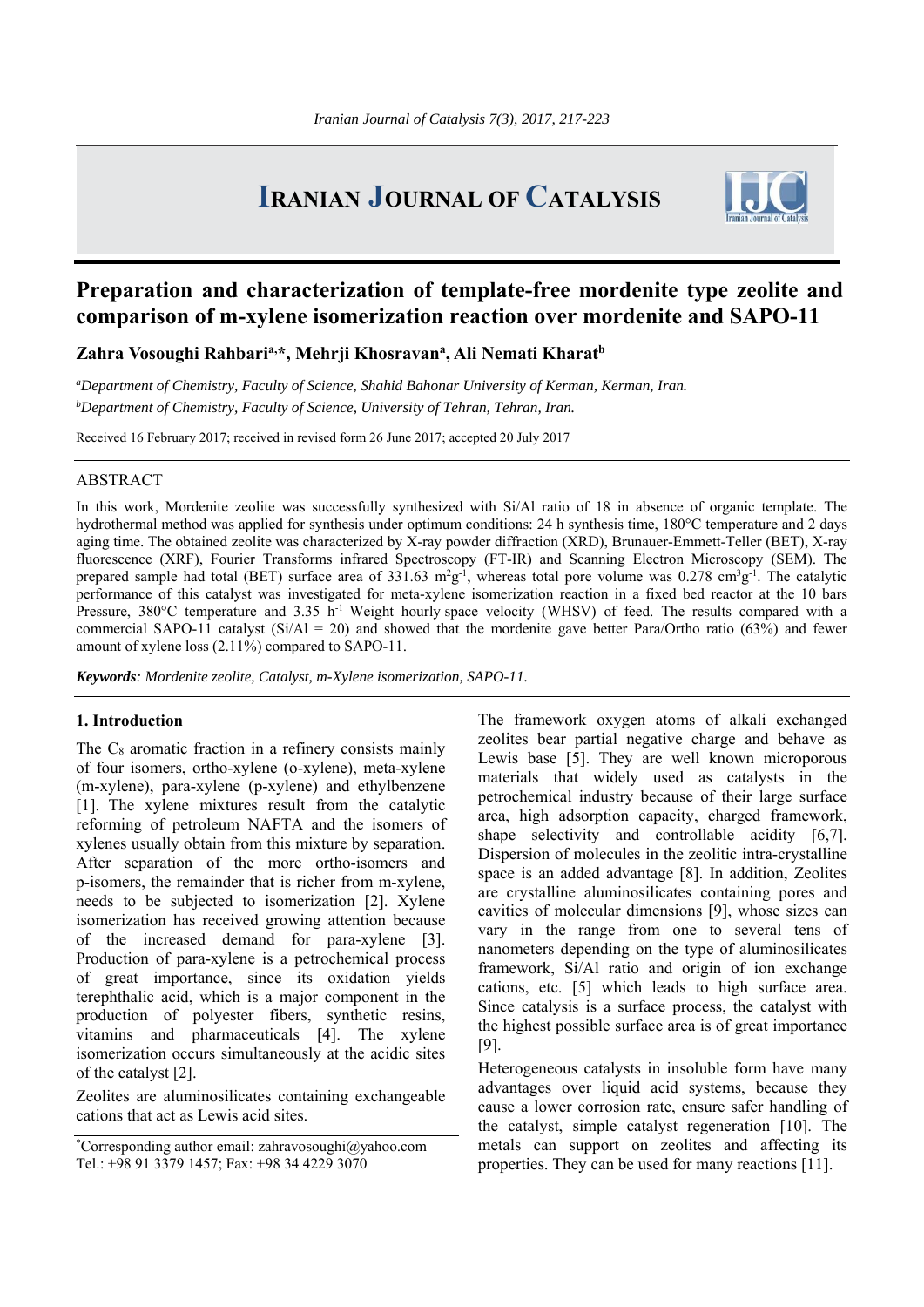# IRANIAN JOURNAL OF CATALYSIS

## Preparation and characterization of template-free mordenite type zeolite and comparison of m-xylene isomerization reaction over mordenite and SAPO-11

**Zahra Vosoughi Rahbari[a,*], Mehrji Khosravan[a], Ali Nemati Kharat[b]**

[a] *Department of Chemistry, Faculty of Science, Shahid Bahonar University of Kerman, Kerman, Iran.*
[b] *Department of Chemistry, Faculty of Science, University of Tehran, Tehran, Iran.*

Received 16 February 2017; received in revised form 26 June 2017; accepted 20 July 2017

### ABSTRACT

In this work, Mordenite zeolite was successfully synthesized with Si/Al ratio of 18 in absence of organic template. The hydrothermal method was applied for synthesis under optimum conditions: 24 h synthesis time, 180°C temperature and 2 days aging time. The obtained zeolite was characterized by X-ray powder diffraction (XRD), Brunauer-Emmett-Teller (BET), X-ray fluorescence (XRF), Fourier Transforms infrared Spectroscopy (FT-IR) and Scanning Electron Microscopy (SEM). The prepared sample had total (BET) surface area of 331.63 $m^2g^{-1}$, whereas total pore volume was 0.278 $cm^3g^{-1}$. The catalytic performance of this catalyst was investigated for meta-xylene isomerization reaction in a fixed bed reactor at the 10 bars Pressure, 380°C temperature and 3.35 $h^{-1}$ Weight hourly space velocity (WHSV) of feed. The results compared with a commercial SAPO-11 catalyst (Si/Al = 20) and showed that the mordenite gave better Para/Ortho ratio (63%) and fewer amount of xylene loss (2.11%) compared to SAPO-11.

***Keywords**: Mordenite zeolite, Catalyst, m-Xylene isomerization, SAPO-11.*

### 1. Introduction

The $C_8$ aromatic fraction in a refinery consists mainly of four isomers, ortho-xylene (o-xylene), meta-xylene (m-xylene), para-xylene (p-xylene) and ethylbenzene [1]. The xylene mixtures result from the catalytic reforming of petroleum NAFTA and the isomers of xylenes usually obtain from this mixture by separation. After separation of the more ortho-isomers and p-isomers, the remainder that is richer from m-xylene, needs to be subjected to isomerization [2]. Xylene isomerization has received growing attention because of the increased demand for para-xylene [3]. Production of para-xylene is a petrochemical process of great importance, since its oxidation yields terephthalic acid, which is a major component in the production of polyester fibers, synthetic resins, vitamins and pharmaceuticals [4]. The xylene isomerization occurs simultaneously at the acidic sites of the catalyst [2].

Zeolites are aluminosilicates containing exchangeable cations that act as Lewis acid sites.

The framework oxygen atoms of alkali exchanged zeolites bear partial negative charge and behave as Lewis base [5]. They are well known microporous materials that widely used as catalysts in the petrochemical industry because of their large surface area, high adsorption capacity, charged framework, shape selectivity and controllable acidity [6,7]. Dispersion of molecules in the zeolitic intra-crystalline space is an added advantage [8]. In addition, Zeolites are crystalline aluminosilicates containing pores and cavities of molecular dimensions [9], whose sizes can vary in the range from one to several tens of nanometers depending on the type of aluminosilicates framework, Si/Al ratio and origin of ion exchange cations, etc. [5] which leads to high surface area. Since catalysis is a surface process, the catalyst with the highest possible surface area is of great importance [9].

Heterogeneous catalysts in insoluble form have many advantages over liquid acid systems, because they cause a lower corrosion rate, ensure safer handling of the catalyst, simple catalyst regeneration [10]. The metals can support on zeolites and affecting its properties. They can be used for many reactions [11].

*Corresponding author email: zahravosoughi@yahoo.com
Tel.: +98 91 3379 1457; Fax: +98 34 4229 3070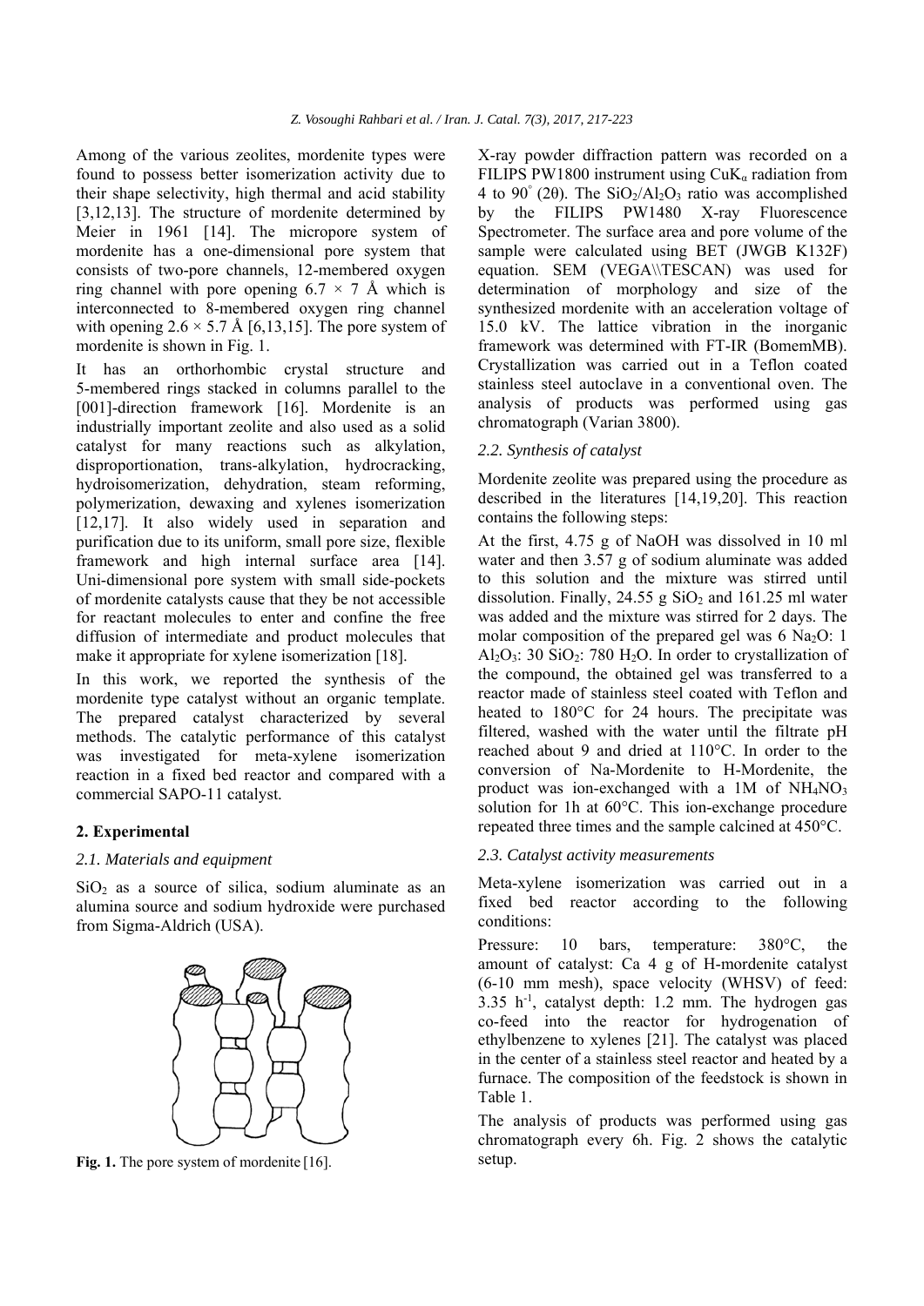Among of the various zeolites, mordenite types were found to possess better isomerization activity due to their shape selectivity, high thermal and acid stability [3,12,13]. The structure of mordenite determined by Meier in 1961 [14]. The micropore system of mordenite has a one-dimensional pore system that consists of two-pore channels, 12-membered oxygen ring channel with pore opening 6.7 × 7 Å which is interconnected to 8-membered oxygen ring channel with opening 2.6 × 5.7 Å [6,13,15]. The pore system of mordenite is shown in Fig. 1.

It has an orthorhombic crystal structure and 5-membered rings stacked in columns parallel to the [001]-direction framework [16]. Mordenite is an industrially important zeolite and also used as a solid catalyst for many reactions such as alkylation, disproportionation, trans-alkylation, hydrocracking, hydroisomerization, dehydration, steam reforming, polymerization, dewaxing and xylenes isomerization [12,17]. It also widely used in separation and purification due to its uniform, small pore size, flexible framework and high internal surface area [14]. Uni-dimensional pore system with small side-pockets of mordenite catalysts cause that they be not accessible for reactant molecules to enter and confine the free diffusion of intermediate and product molecules that make it appropriate for xylene isomerization [18].

In this work, we reported the synthesis of the mordenite type catalyst without an organic template. The prepared catalyst characterized by several methods. The catalytic performance of this catalyst was investigated for meta-xylene isomerization reaction in a fixed bed reactor and compared with a commercial SAPO-11 catalyst.

## 2. Experimental

### *2.1. Materials and equipment*

$SiO_2$ as a source of silica, sodium aluminate as an alumina source and sodium hydroxide were purchased from Sigma-Aldrich (USA).

**Fig. 1.** The pore system of mordenite [16].

X-ray powder diffraction pattern was recorded on a FILIPS PW1800 instrument using $CuK_{\alpha}$ radiation from 4 to 90° (2θ). The $SiO_2/Al_2O_3$ ratio was accomplished by the FILIPS PW1480 X-ray Fluorescence Spectrometer. The surface area and pore volume of the sample were calculated using BET (JWGB K132F) equation. SEM (VEGA\\TESCAN) was used for determination of morphology and size of the synthesized mordenite with an acceleration voltage of 15.0 kV. The lattice vibration in the inorganic framework was determined with FT-IR (BomemMB). Crystallization was carried out in a Teflon coated stainless steel autoclave in a conventional oven. The analysis of products was performed using gas chromatograph (Varian 3800).

### *2.2. Synthesis of catalyst*

Mordenite zeolite was prepared using the procedure as described in the literatures [14,19,20]. This reaction contains the following steps:

At the first, 4.75 g of NaOH was dissolved in 10 ml water and then 3.57 g of sodium aluminate was added to this solution and the mixture was stirred until dissolution. Finally, 24.55 g $SiO_2$ and 161.25 ml water was added and the mixture was stirred for 2 days. The molar composition of the prepared gel was 6 $Na_2O$: 1 $Al_2O_3$: 30 $SiO_2$: 780 $H_2O$. In order to crystallization of the compound, the obtained gel was transferred to a reactor made of stainless steel coated with Teflon and heated to 180°C for 24 hours. The precipitate was filtered, washed with the water until the filtrate pH reached about 9 and dried at 110°C. In order to the conversion of Na-Mordenite to H-Mordenite, the product was ion-exchanged with a 1M of $NH_4NO_3$ solution for 1h at 60°C. This ion-exchange procedure repeated three times and the sample calcined at 450°C.

### *2.3. Catalyst activity measurements*

Meta-xylene isomerization was carried out in a fixed bed reactor according to the following conditions:

Pressure: 10 bars, temperature: 380°C, the amount of catalyst: Ca 4 g of H-mordenite catalyst (6-10 mm mesh), space velocity (WHSV) of feed: 3.35 $h^{-1}$, catalyst depth: 1.2 mm. The hydrogen gas co-feed into the reactor for hydrogenation of ethylbenzene to xylenes [21]. The catalyst was placed in the center of a stainless steel reactor and heated by a furnace. The composition of the feedstock is shown in Table 1.

The analysis of products was performed using gas chromatograph every 6h. Fig. 2 shows the catalytic setup.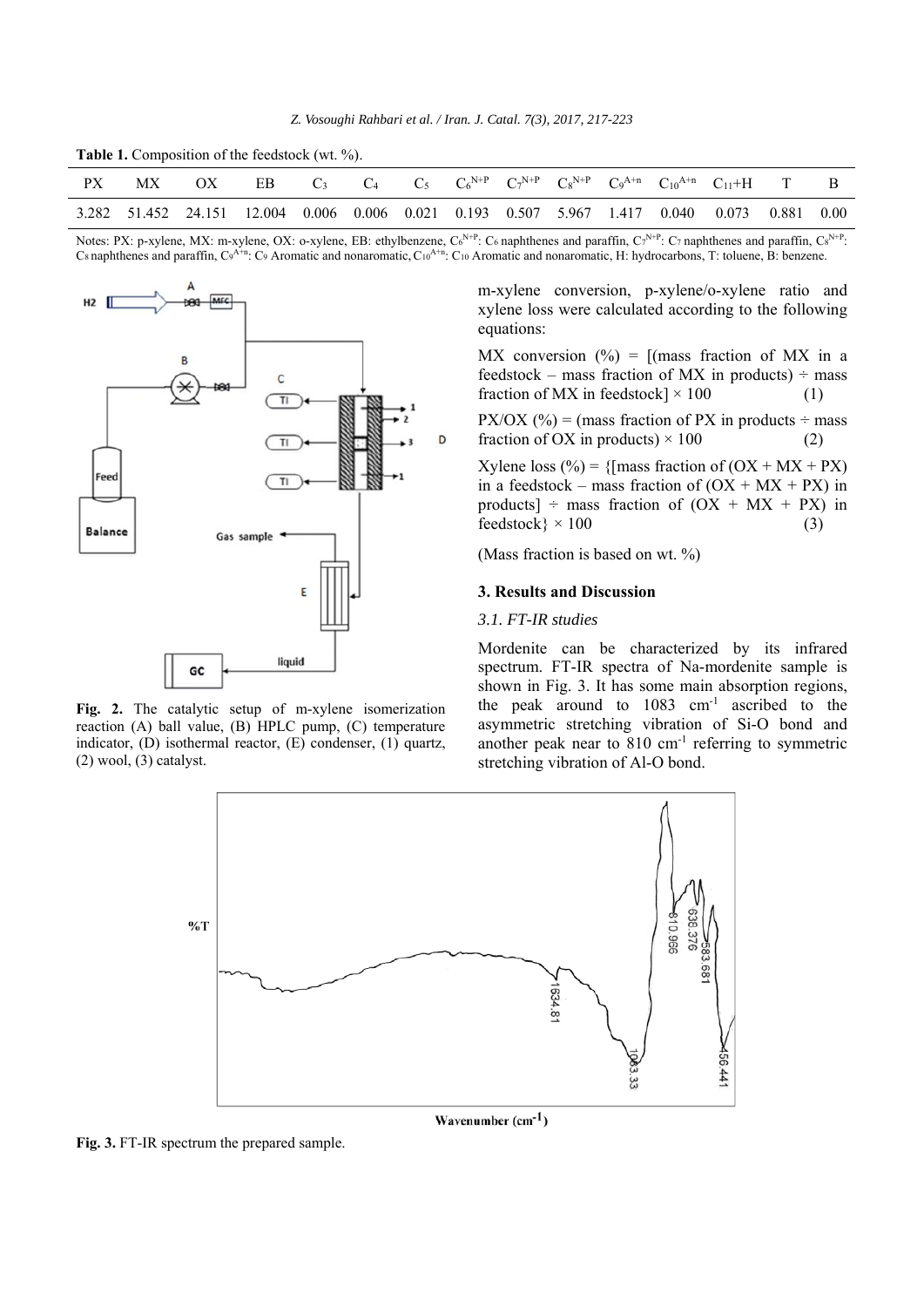**Table 1.** Composition of the feedstock (wt. %).

| PX | MX | OX | EB | $C_3$ | $C_4$ | $C_5$ | $C_6^{N+P}$ | $C_7^{N+P}$ | $C_8^{N+P}$ | $C_9^{A+n}$ | $C_{10}^{A+n}$ | $C_{11}$+H | T | B |
|---|---|---|---|---|---|---|---|---|---|---|---|---|---|---|
| 3.282 | 51.452 | 24.151 | 12.004 | 0.006 | 0.006 | 0.021 | 0.193 | 0.507 | 5.967 | 1.417 | 0.040 | 0.073 | 0.881 | 0.00 |

Notes: PX: p-xylene, MX: m-xylene, OX: o-xylene, EB: ethylbenzene, $C_6^{N+P}$: $C_6$ naphthenes and paraffin, $C_7^{N+P}$: $C_7$ naphthenes and paraffin, $C_8^{N+P}$: $C_8$ naphthenes and paraffin, $C_9^{A+n}$: $C_9$ Aromatic and nonaromatic, $C_{10}^{A+n}$: $C_{10}$ Aromatic and nonaromatic, H: hydrocarbons, T: toluene, B: benzene.

**Fig. 2.** The catalytic setup of m-xylene isomerization reaction (A) ball value, (B) HPLC pump, (C) temperature indicator, (D) isothermal reactor, (E) condenser, (1) quartz, (2) wool, (3) catalyst.

m-xylene conversion, p-xylene/o-xylene ratio and xylene loss were calculated according to the following equations:

MX conversion (%) = [(mass fraction of MX in a feedstock – mass fraction of MX in products) ÷ mass fraction of MX in feedstock] × 100 (1)

PX/OX (%) = (mass fraction of PX in products ÷ mass fraction of OX in products) × 100 (2)

Xylene loss (%) = {[mass fraction of (OX + MX + PX) in a feedstock – mass fraction of (OX + MX + PX) in products] ÷ mass fraction of (OX + MX + PX) in feedstock} × 100 (3)

(Mass fraction is based on wt. %)

## 3. Results and Discussion

### *3.1. FT-IR studies*

Mordenite can be characterized by its infrared spectrum. FT-IR spectra of Na-mordenite sample is shown in Fig. 3. It has some main absorption regions, the peak around to 1083 $cm^{-1}$ ascribed to the asymmetric stretching vibration of Si-O bond and another peak near to 810 $cm^{-1}$ referring to symmetric stretching vibration of Al-O bond.

**Fig. 3.** FT-IR spectrum the prepared sample.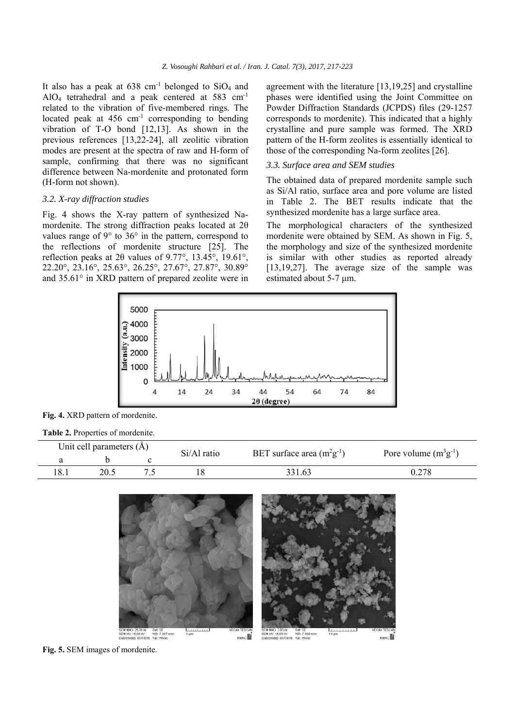It also has a peak at 638 cm$^{-1}$ belonged to $SiO_4$ and $AlO_4$ tetrahedral and a peak centered at 583 cm$^{-1}$ related to the vibration of five-membered rings. The located peak at 456 cm$^{-1}$ corresponding to bending vibration of T-O bond [12,13]. As shown in the previous references [13,22-24], all zeolitic vibration modes are present at the spectra of raw and H-form of sample, confirming that there was no significant difference between Na-mordenite and protonated form (H-form not shown).

### 3.2. X-ray diffraction studies

Fig. 4 shows the X-ray pattern of synthesized Na-mordenite. The strong diffraction peaks located at 2θ values range of 9° to 36° in the pattern, correspond to the reflections of mordenite structure [25]. The reflection peaks at 2θ values of 9.77°, 13.45°, 19.61°, 22.20°, 23.16°, 25.63°, 26.25°, 27.67°, 27.87°, 30.89° and 35.61° in XRD pattern of prepared zeolite were in agreement with the literature [13,19,25] and crystalline phases were identified using the Joint Committee on Powder Diffraction Standards (JCPDS) files (29-1257 corresponds to mordenite). This indicated that a highly crystalline and pure sample was formed. The XRD pattern of the H-form zeolites is essentially identical to those of the corresponding Na-form zeolites [26].

### 3.3. Surface area and SEM studies

The obtained data of prepared mordenite sample such as Si/Al ratio, surface area and pore volume are listed in Table 2. The BET results indicate that the synthesized mordenite has a large surface area.

The morphological characters of the synthesized mordenite were obtained by SEM. As shown in Fig. 5, the morphology and size of the synthesized mordenite is similar with other studies as reported already [13,19,27]. The average size of the sample was estimated about 5-7 μm.

**Fig. 4.** XRD pattern of mordenite.

**Table 2.** Properties of mordenite.

| Unit cell parameters (Å) | | | Si/Al ratio | BET surface area (m$^2$g$^{-1}$) | Pore volume (m$^3$g$^{-1}$) |
|---|---|---|---|---|---|
| a | b | c | | | |
| 18.1 | 20.5 | 7.5 | 18 | 331.63 | 0.278 |

**Fig. 5.** SEM images of mordenite.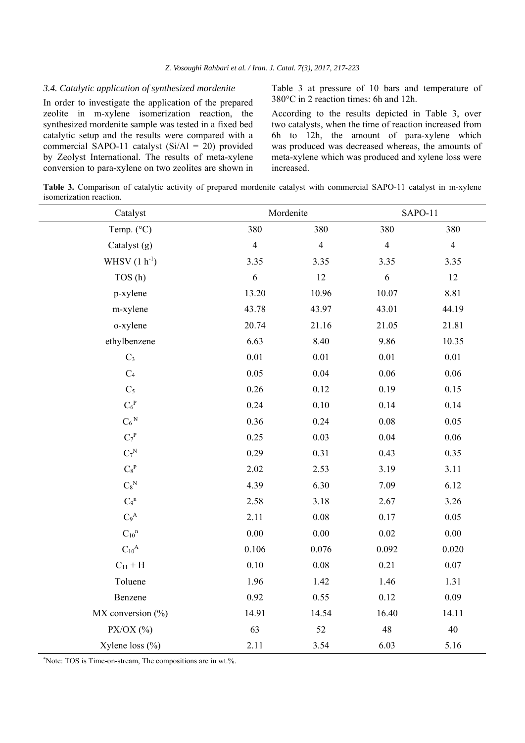### *3.4. Catalytic application of synthesized mordenite*

In order to investigate the application of the prepared zeolite in m-xylene isomerization reaction, the synthesized mordenite sample was tested in a fixed bed catalytic setup and the results were compared with a commercial SAPO-11 catalyst (Si/Al = 20) provided by Zeolyst International. The results of meta-xylene conversion to para-xylene on two zeolites are shown in Table 3 at pressure of 10 bars and temperature of 380°C in 2 reaction times: 6h and 12h.

According to the results depicted in Table 3, over two catalysts, when the time of reaction increased from 6h to 12h, the amount of para-xylene which was produced was decreased whereas, the amounts of meta-xylene which was produced and xylene loss were increased.

**Table 3.** Comparison of catalytic activity of prepared mordenite catalyst with commercial SAPO-11 catalyst in m-xylene isomerization reaction.

| Catalyst | Mordenite | | SAPO-11 | |
|---|---|---|---|---|
| Temp. (°C) | 380 | 380 | 380 | 380 |
| Catalyst (g) | 4 | 4 | 4 | 4 |
| WHSV ($1\ h^{-1}$) | 3.35 | 3.35 | 3.35 | 3.35 |
| TOS (h) | 6 | 12 | 6 | 12 |
| p-xylene | 13.20 | 10.96 | 10.07 | 8.81 |
| m-xylene | 43.78 | 43.97 | 43.01 | 44.19 |
| o-xylene | 20.74 | 21.16 | 21.05 | 21.81 |
| ethylbenzene | 6.63 | 8.40 | 9.86 | 10.35 |
| $C_3$ | 0.01 | 0.01 | 0.01 | 0.01 |
| $C_4$ | 0.05 | 0.04 | 0.06 | 0.06 |
| $C_5$ | 0.26 | 0.12 | 0.19 | 0.15 |
| $C_6^P$ | 0.24 | 0.10 | 0.14 | 0.14 |
| $C_6^N$ | 0.36 | 0.24 | 0.08 | 0.05 |
| $C_7^P$ | 0.25 | 0.03 | 0.04 | 0.06 |
| $C_7^N$ | 0.29 | 0.31 | 0.43 | 0.35 |
| $C_8^P$ | 2.02 | 2.53 | 3.19 | 3.11 |
| $C_8^N$ | 4.39 | 6.30 | 7.09 | 6.12 |
| $C_9^n$ | 2.58 | 3.18 | 2.67 | 3.26 |
| $C_9^A$ | 2.11 | 0.08 | 0.17 | 0.05 |
| $C_{10}^n$ | 0.00 | 0.00 | 0.02 | 0.00 |
| $C_{10}^A$ | 0.106 | 0.076 | 0.092 | 0.020 |
| $C_{11}$ + H | 0.10 | 0.08 | 0.21 | 0.07 |
| Toluene | 1.96 | 1.42 | 1.46 | 1.31 |
| Benzene | 0.92 | 0.55 | 0.12 | 0.09 |
| MX conversion (%) | 14.91 | 14.54 | 16.40 | 14.11 |
| PX/OX (%) | 63 | 52 | 48 | 40 |
| Xylene loss (%) | 2.11 | 3.54 | 6.03 | 5.16 |

*Note: TOS is Time-on-stream, The compositions are in wt.%.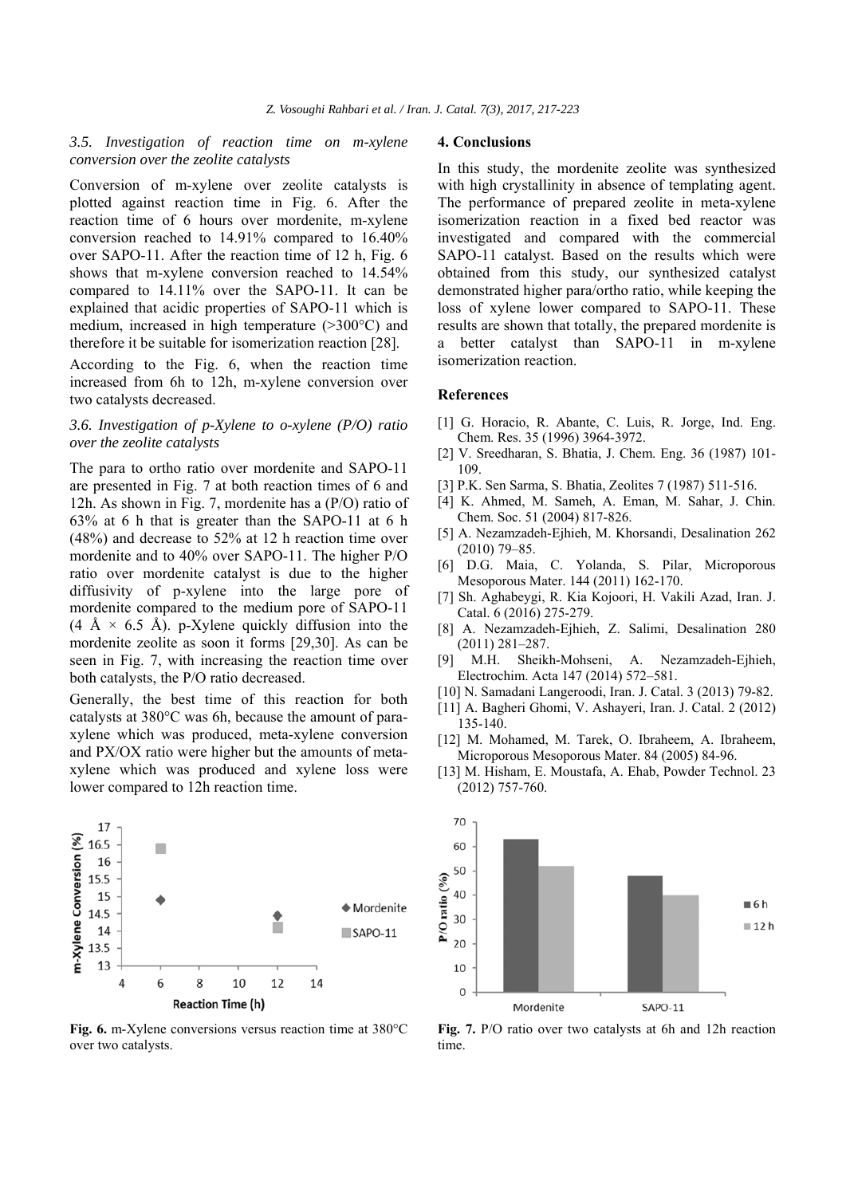### 3.5. Investigation of reaction time on m-xylene conversion over the zeolite catalysts

Conversion of m-xylene over zeolite catalysts is plotted against reaction time in Fig. 6. After the reaction time of 6 hours over mordenite, m-xylene conversion reached to 14.91% compared to 16.40% over SAPO-11. After the reaction time of 12 h, Fig. 6 shows that m-xylene conversion reached to 14.54% compared to 14.11% over the SAPO-11. It can be explained that acidic properties of SAPO-11 which is medium, increased in high temperature (>300°C) and therefore it be suitable for isomerization reaction [28].

According to the Fig. 6, when the reaction time increased from 6h to 12h, m-xylene conversion over two catalysts decreased.

### 3.6. Investigation of p-Xylene to o-xylene (P/O) ratio over the zeolite catalysts

The para to ortho ratio over mordenite and SAPO-11 are presented in Fig. 7 at both reaction times of 6 and 12h. As shown in Fig. 7, mordenite has a (P/O) ratio of 63% at 6 h that is greater than the SAPO-11 at 6 h (48%) and decrease to 52% at 12 h reaction time over mordenite and to 40% over SAPO-11. The higher P/O ratio over mordenite catalyst is due to the higher diffusivity of p-xylene into the large pore of mordenite compared to the medium pore of SAPO-11 (4 Å × 6.5 Å). p-Xylene quickly diffusion into the mordenite zeolite as soon it forms [29,30]. As can be seen in Fig. 7, with increasing the reaction time over both catalysts, the P/O ratio decreased.

Generally, the best time of this reaction for both catalysts at 380°C was 6h, because the amount of para-xylene which was produced, meta-xylene conversion and PX/OX ratio were higher but the amounts of meta-xylene which was produced and xylene loss were lower compared to 12h reaction time.

**Fig. 6.** m-Xylene conversions versus reaction time at 380°C over two catalysts.

**Fig. 7.** P/O ratio over two catalysts at 6h and 12h reaction time.

## 4. Conclusions

In this study, the mordenite zeolite was synthesized with high crystallinity in absence of templating agent. The performance of prepared zeolite in meta-xylene isomerization reaction in a fixed bed reactor was investigated and compared with the commercial SAPO-11 catalyst. Based on the results which were obtained from this study, our synthesized catalyst demonstrated higher para/ortho ratio, while keeping the loss of xylene lower compared to SAPO-11. These results are shown that totally, the prepared mordenite is a better catalyst than SAPO-11 in m-xylene isomerization reaction.

## References

[1] G. Horacio, R. Abante, C. Luis, R. Jorge, Ind. Eng. Chem. Res. 35 (1996) 3964-3972.
[2] V. Sreedharan, S. Bhatia, J. Chem. Eng. 36 (1987) 101-109.
[3] P.K. Sen Sarma, S. Bhatia, Zeolites 7 (1987) 511-516.
[4] K. Ahmed, M. Sameh, A. Eman, M. Sahar, J. Chin. Chem. Soc. 51 (2004) 817-826.
[5] A. Nezamzadeh-Ejhieh, M. Khorsandi, Desalination 262 (2010) 79–85.
[6] D.G. Maia, C. Yolanda, S. Pilar, Microporous Mesoporous Mater. 144 (2011) 162-170.
[7] Sh. Aghabeygi, R. Kia Kojoori, H. Vakili Azad, Iran. J. Catal. 6 (2016) 275-279.
[8] A. Nezamzadeh-Ejhieh, Z. Salimi, Desalination 280 (2011) 281–287.
[9] M.H. Sheikh-Mohseni, A. Nezamzadeh-Ejhieh, Electrochim. Acta 147 (2014) 572–581.
[10] N. Samadani Langeroodi, Iran. J. Catal. 3 (2013) 79-82.
[11] A. Bagheri Ghomi, V. Ashayeri, Iran. J. Catal. 2 (2012) 135-140.
[12] M. Mohamed, M. Tarek, O. Ibraheem, A. Ibraheem, Microporous Mesoporous Mater. 84 (2005) 84-96.
[13] M. Hisham, E. Moustafa, A. Ehab, Powder Technol. 23 (2012) 757-760.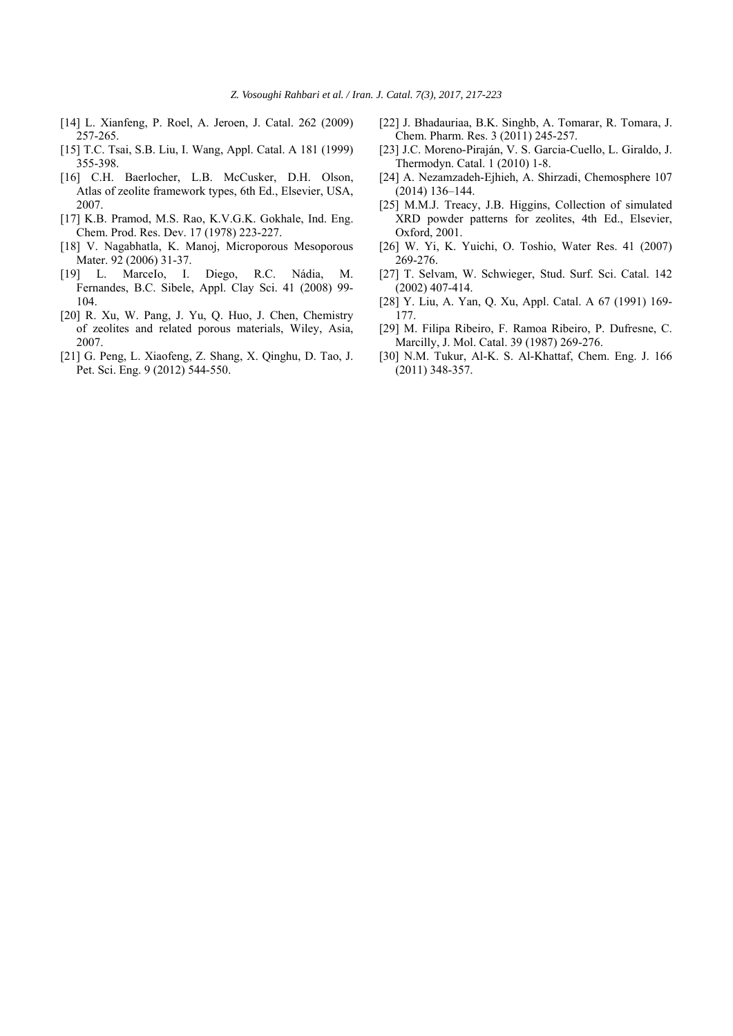[14] L. Xianfeng, P. Roel, A. Jeroen, J. Catal. 262 (2009) 257-265.

[15] T.C. Tsai, S.B. Liu, I. Wang, Appl. Catal. A 181 (1999) 355-398.

[16] C.H. Baerlocher, L.B. McCusker, D.H. Olson, Atlas of zeolite framework types, 6th Ed., Elsevier, USA, 2007.

[17] K.B. Pramod, M.S. Rao, K.V.G.K. Gokhale, Ind. Eng. Chem. Prod. Res. Dev. 17 (1978) 223-227.

[18] V. Nagabhatla, K. Manoj, Microporous Mesoporous Mater. 92 (2006) 31-37.

[19] L. MarceIo, I. Diego, R.C. Nádia, M. Fernandes, B.C. Sibele, Appl. Clay Sci. 41 (2008) 99-104.

[20] R. Xu, W. Pang, J. Yu, Q. Huo, J. Chen, Chemistry of zeolites and related porous materials, Wiley, Asia, 2007.

[21] G. Peng, L. Xiaofeng, Z. Shang, X. Qinghu, D. Tao, J. Pet. Sci. Eng. 9 (2012) 544-550.

[22] J. Bhadauriaa, B.K. Singhb, A. Tomarar, R. Tomara, J. Chem. Pharm. Res. 3 (2011) 245-257.

[23] J.C. Moreno-Piraján, V. S. Garcia-Cuello, L. Giraldo, J. Thermodyn. Catal. 1 (2010) 1-8.

[24] A. Nezamzadeh-Ejhieh, A. Shirzadi, Chemosphere 107 (2014) 136–144.

[25] M.M.J. Treacy, J.B. Higgins, Collection of simulated XRD powder patterns for zeolites, 4th Ed., Elsevier, Oxford, 2001.

[26] W. Yi, K. Yuichi, O. Toshio, Water Res. 41 (2007) 269-276.

[27] T. Selvam, W. Schwieger, Stud. Surf. Sci. Catal. 142 (2002) 407-414.

[28] Y. Liu, A. Yan, Q. Xu, Appl. Catal. A 67 (1991) 169-177.

[29] M. Filipa Ribeiro, F. Ramoa Ribeiro, P. Dufresne, C. Marcilly, J. Mol. Catal. 39 (1987) 269-276.

[30] N.M. Tukur, Al-K. S. Al-Khattaf, Chem. Eng. J. 166 (2011) 348-357.